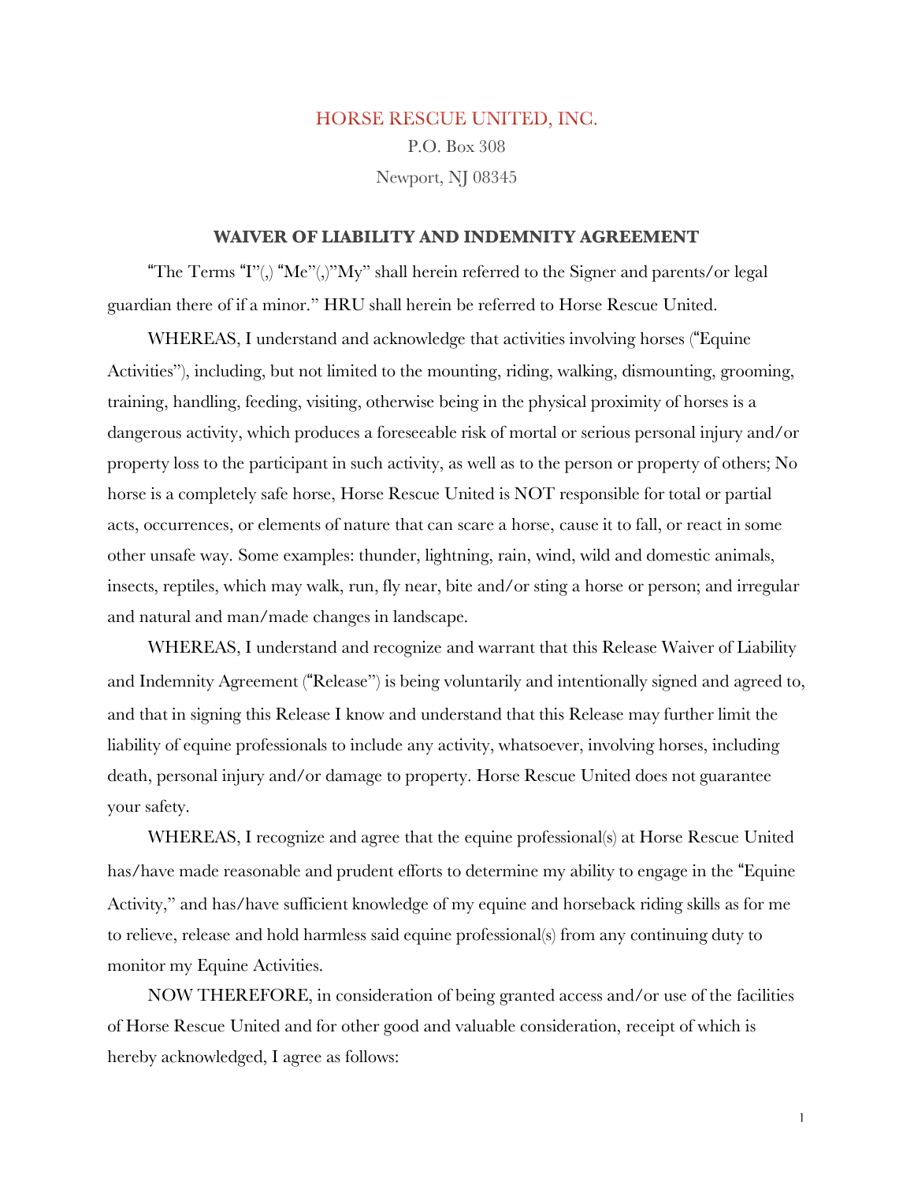HORSE RESCUE UNITED, INC.

P.O. Box 308

Newport, NJ 08345

## WAIVER OF LIABILITY AND INDEMNITY AGREEMENT

"The Terms "I"(,) "Me"(,)"My" shall herein referred to the Signer and parents/or legal guardian there of if a minor." HRU shall herein be referred to Horse Rescue United.

WHEREAS, I understand and acknowledge that activities involving horses ("Equine Activities"), including, but not limited to the mounting, riding, walking, dismounting, grooming, training, handling, feeding, visiting, otherwise being in the physical proximity of horses is a dangerous activity, which produces a foreseeable risk of mortal or serious personal injury and/or property loss to the participant in such activity, as well as to the person or property of others; No horse is a completely safe horse, Horse Rescue United is NOT responsible for total or partial acts, occurrences, or elements of nature that can scare a horse, cause it to fall, or react in some other unsafe way. Some examples: thunder, lightning, rain, wind, wild and domestic animals, insects, reptiles, which may walk, run, fly near, bite and/or sting a horse or person; and irregular and natural and man/made changes in landscape.

WHEREAS, I understand and recognize and warrant that this Release Waiver of Liability and Indemnity Agreement ("Release") is being voluntarily and intentionally signed and agreed to, and that in signing this Release I know and understand that this Release may further limit the liability of equine professionals to include any activity, whatsoever, involving horses, including death, personal injury and/or damage to property. Horse Rescue United does not guarantee your safety.

WHEREAS, I recognize and agree that the equine professional(s) at Horse Rescue United has/have made reasonable and prudent efforts to determine my ability to engage in the "Equine Activity," and has/have sufficient knowledge of my equine and horseback riding skills as for me to relieve, release and hold harmless said equine professional(s) from any continuing duty to monitor my Equine Activities.

NOW THEREFORE, in consideration of being granted access and/or use of the facilities of Horse Rescue United and for other good and valuable consideration, receipt of which is hereby acknowledged, I agree as follows: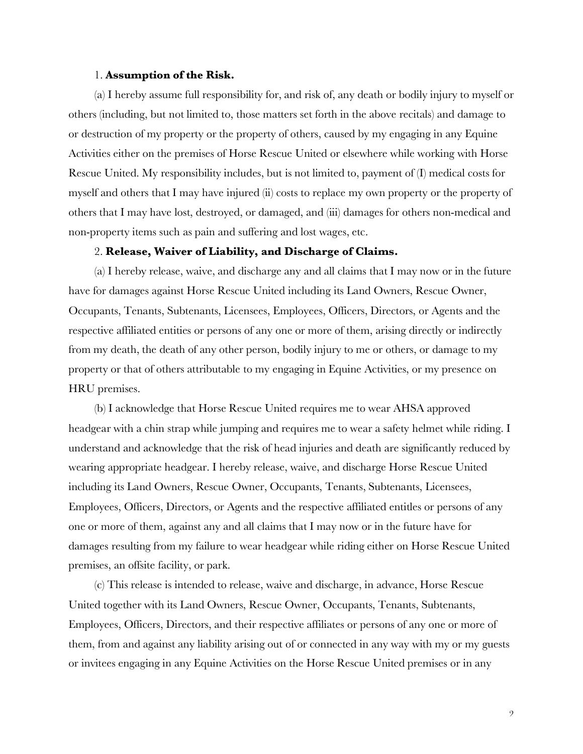1. **Assumption of the Risk.**

(a) I hereby assume full responsibility for, and risk of, any death or bodily injury to myself or others (including, but not limited to, those matters set forth in the above recitals) and damage to or destruction of my property or the property of others, caused by my engaging in any Equine Activities either on the premises of Horse Rescue United or elsewhere while working with Horse Rescue United. My responsibility includes, but is not limited to, payment of (I) medical costs for myself and others that I may have injured (ii) costs to replace my own property or the property of others that I may have lost, destroyed, or damaged, and (iii) damages for others non-medical and non-property items such as pain and suffering and lost wages, etc.

2. **Release, Waiver of Liability, and Discharge of Claims.**

(a) I hereby release, waive, and discharge any and all claims that I may now or in the future have for damages against Horse Rescue United including its Land Owners, Rescue Owner, Occupants, Tenants, Subtenants, Licensees, Employees, Officers, Directors, or Agents and the respective affiliated entities or persons of any one or more of them, arising directly or indirectly from my death, the death of any other person, bodily injury to me or others, or damage to my property or that of others attributable to my engaging in Equine Activities, or my presence on HRU premises.

(b) I acknowledge that Horse Rescue United requires me to wear AHSA approved headgear with a chin strap while jumping and requires me to wear a safety helmet while riding. I understand and acknowledge that the risk of head injuries and death are significantly reduced by wearing appropriate headgear. I hereby release, waive, and discharge Horse Rescue United including its Land Owners, Rescue Owner, Occupants, Tenants, Subtenants, Licensees, Employees, Officers, Directors, or Agents and the respective affiliated entitles or persons of any one or more of them, against any and all claims that I may now or in the future have for damages resulting from my failure to wear headgear while riding either on Horse Rescue United premises, an offsite facility, or park.

(c) This release is intended to release, waive and discharge, in advance, Horse Rescue United together with its Land Owners, Rescue Owner, Occupants, Tenants, Subtenants, Employees, Officers, Directors, and their respective affiliates or persons of any one or more of them, from and against any liability arising out of or connected in any way with my or my guests or invitees engaging in any Equine Activities on the Horse Rescue United premises or in any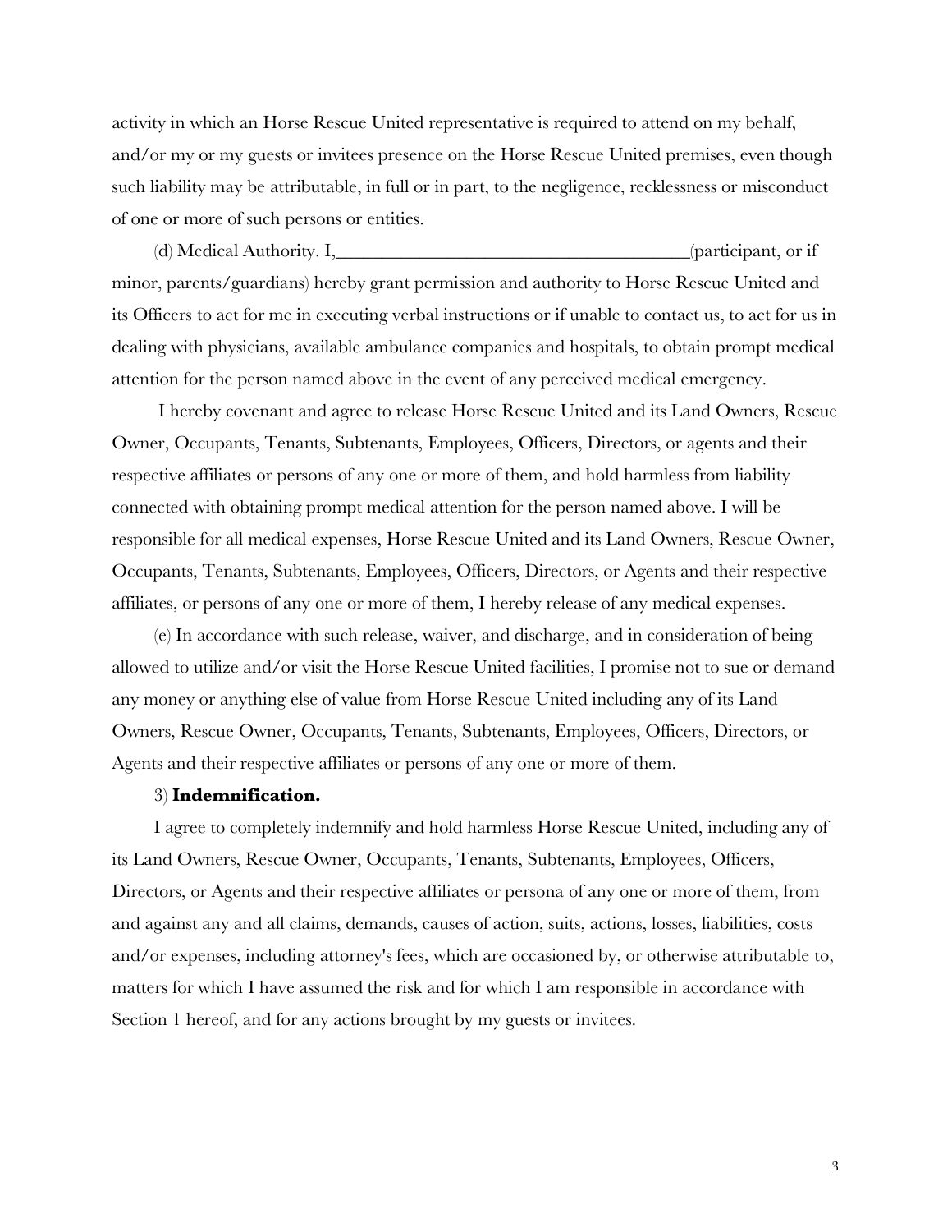activity in which an Horse Rescue United representative is required to attend on my behalf, and/or my or my guests or invitees presence on the Horse Rescue United premises, even though such liability may be attributable, in full or in part, to the negligence, recklessness or misconduct of one or more of such persons or entities.

(d) Medical Authority. I,_______________________________________(participant, or if minor, parents/guardians) hereby grant permission and authority to Horse Rescue United and its Officers to act for me in executing verbal instructions or if unable to contact us, to act for us in dealing with physicians, available ambulance companies and hospitals, to obtain prompt medical attention for the person named above in the event of any perceived medical emergency.

I hereby covenant and agree to release Horse Rescue United and its Land Owners, Rescue Owner, Occupants, Tenants, Subtenants, Employees, Officers, Directors, or agents and their respective affiliates or persons of any one or more of them, and hold harmless from liability connected with obtaining prompt medical attention for the person named above. I will be responsible for all medical expenses, Horse Rescue United and its Land Owners, Rescue Owner, Occupants, Tenants, Subtenants, Employees, Officers, Directors, or Agents and their respective affiliates, or persons of any one or more of them, I hereby release of any medical expenses.

(e) In accordance with such release, waiver, and discharge, and in consideration of being allowed to utilize and/or visit the Horse Rescue United facilities, I promise not to sue or demand any money or anything else of value from Horse Rescue United including any of its Land Owners, Rescue Owner, Occupants, Tenants, Subtenants, Employees, Officers, Directors, or Agents and their respective affiliates or persons of any one or more of them.

3) **Indemnification.**

I agree to completely indemnify and hold harmless Horse Rescue United, including any of its Land Owners, Rescue Owner, Occupants, Tenants, Subtenants, Employees, Officers, Directors, or Agents and their respective affiliates or persona of any one or more of them, from and against any and all claims, demands, causes of action, suits, actions, losses, liabilities, costs and/or expenses, including attorney's fees, which are occasioned by, or otherwise attributable to, matters for which I have assumed the risk and for which I am responsible in accordance with Section 1 hereof, and for any actions brought by my guests or invitees.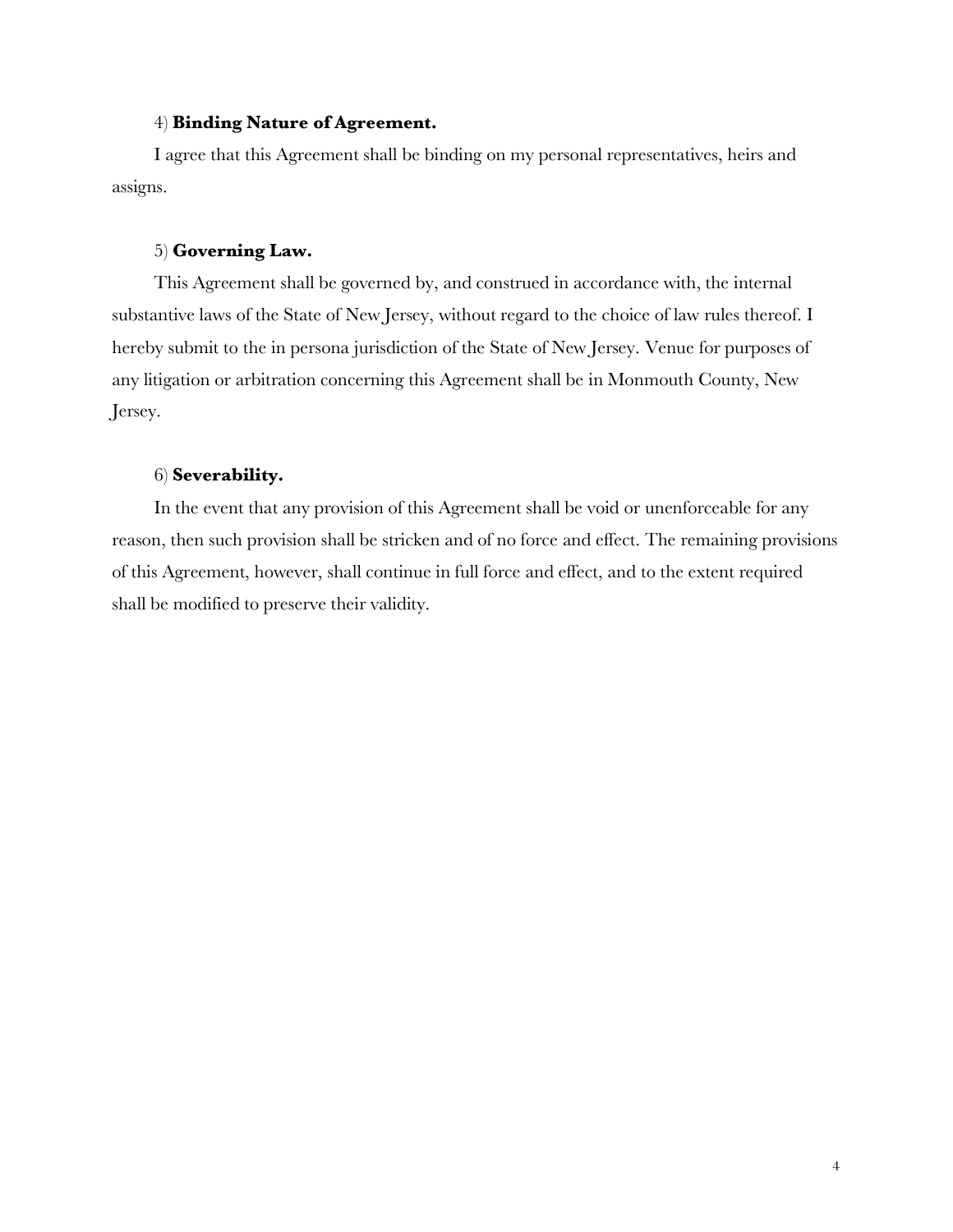4) **Binding Nature of Agreement.**

I agree that this Agreement shall be binding on my personal representatives, heirs and assigns.

5) **Governing Law.**

This Agreement shall be governed by, and construed in accordance with, the internal substantive laws of the State of New Jersey, without regard to the choice of law rules thereof. I hereby submit to the in persona jurisdiction of the State of New Jersey. Venue for purposes of any litigation or arbitration concerning this Agreement shall be in Monmouth County, New Jersey.

6) **Severability.**

In the event that any provision of this Agreement shall be void or unenforceable for any reason, then such provision shall be stricken and of no force and effect. The remaining provisions of this Agreement, however, shall continue in full force and effect, and to the extent required shall be modified to preserve their validity.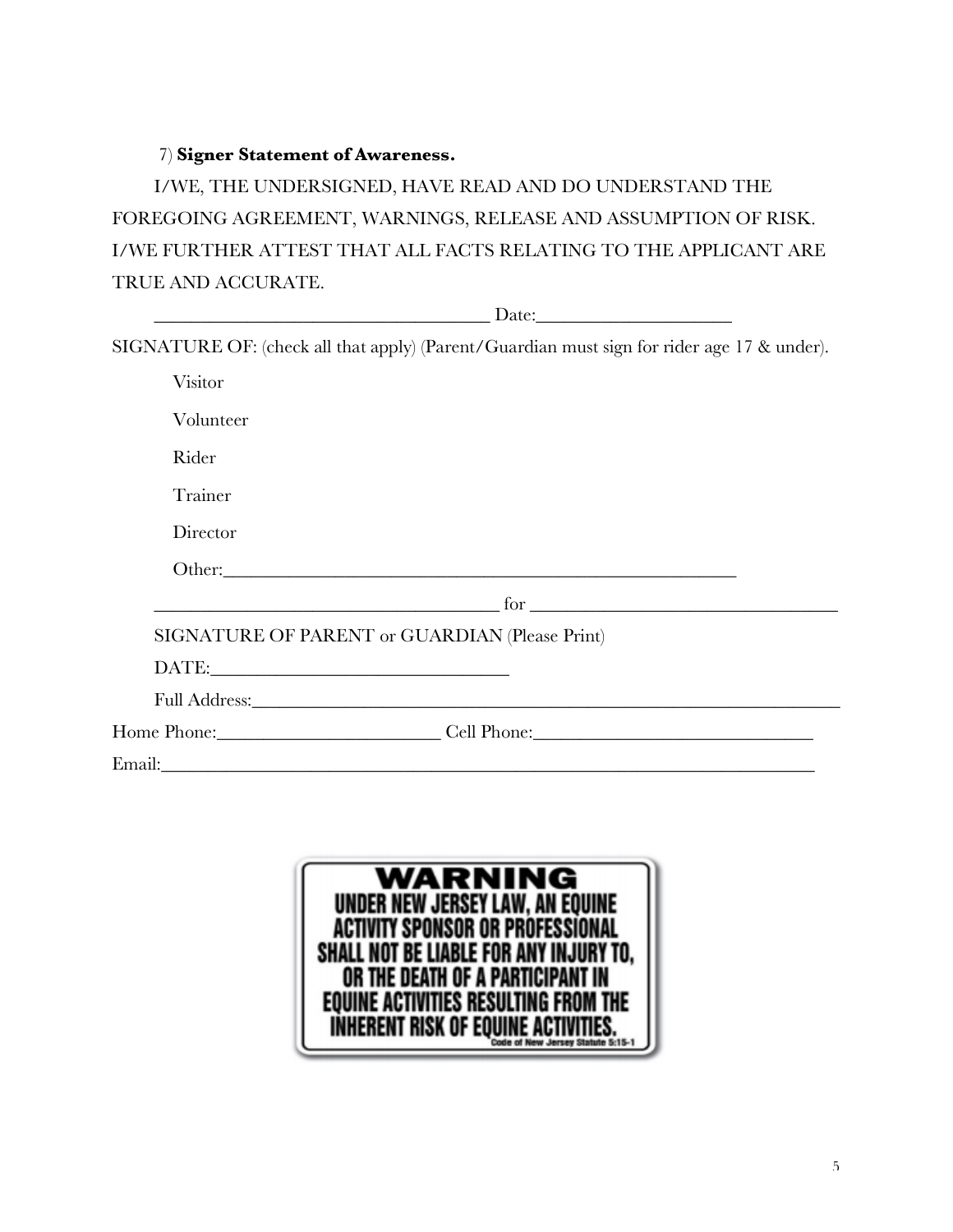7) **Signer Statement of Awareness.**

I/WE, THE UNDERSIGNED, HAVE READ AND DO UNDERSTAND THE FOREGOING AGREEMENT, WARNINGS, RELEASE AND ASSUMPTION OF RISK. I/WE FURTHER ATTEST THAT ALL FACTS RELATING TO THE APPLICANT ARE TRUE AND ACCURATE.

_________________________________ Date:____________________

SIGNATURE OF: (check all that apply) (Parent/Guardian must sign for rider age 17 & under).

Visitor

Volunteer

Rider

Trainer

Director

Other:_______________________________________________________

___________________________________ for ______________________________

SIGNATURE OF PARENT or GUARDIAN (Please Print)

DATE:______________________________

Full Address:____________________________________________________________

Home Phone:_______________________ Cell Phone:____________________________

Email:_________________________________________________________________________

WARNING

UNDER NEW JERSEY LAW, AN EQUINE ACTIVITY SPONSOR OR PROFESSIONAL SHALL NOT BE LIABLE FOR ANY INJURY TO, OR THE DEATH OF A PARTICIPANT IN EQUINE ACTIVITIES RESULTING FROM THE INHERENT RISK OF EQUINE ACTIVITIES.

Code of New Jersey Statute 5:15-1